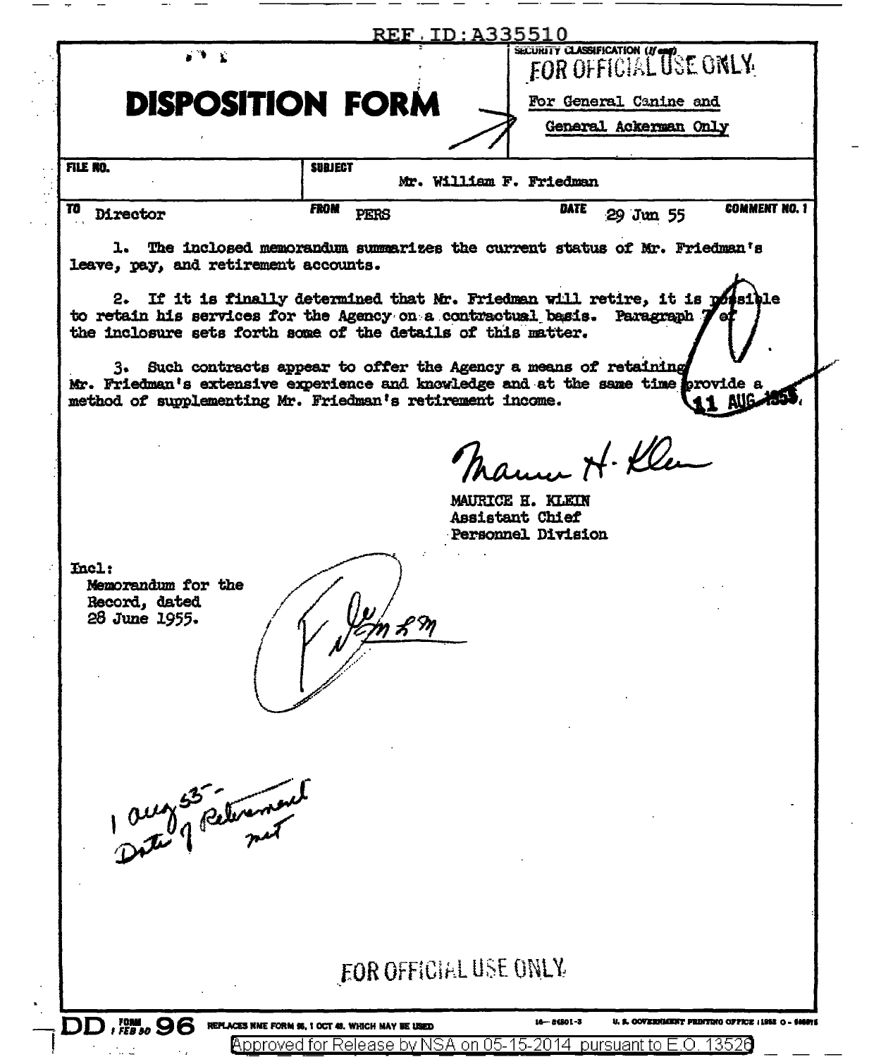REF ID:A335510

SECURITY CLASSIFICATION (If any)
FOR OFFICIAL USE ONLY

# DISPOSITION FORM

For General Canine and
General Ackerman Only

| FILE NO. | SUBJECT | | |
|---|---|---|---|
| | Mr. William F. Friedman | | |
| TO Director | FROM PERS | DATE 29 Jun 55 | COMMENT NO. 1 |

1. The inclosed memorandum summarizes the current status of Mr. Friedman's leave, pay, and retirement accounts.

2. If it is finally determined that Mr. Friedman will retire, it is possible to retain his services for the Agency on a contractual basis. Paragraph 7 of the inclosure sets forth some of the details of this matter.

3. Such contracts appear to offer the Agency a means of retaining Mr. Friedman's extensive experience and knowledge and at the same time provide a method of supplementing Mr. Friedman's retirement income.

11 AUG 1955

MAURICE H. KLEIN
Assistant Chief
Personnel Division

Incl:
Memorandum for the
Record, dated
28 June 1955.

1 Aug 55 -
Date of Retirement
set

FOR OFFICIAL USE ONLY

DD FORM 96, 1 FEB 50 — REPLACES NME FORM 96, 1 OCT 48, WHICH MAY BE USED

Approved for Release by NSA on 05-15-2014 pursuant to E.O. 13526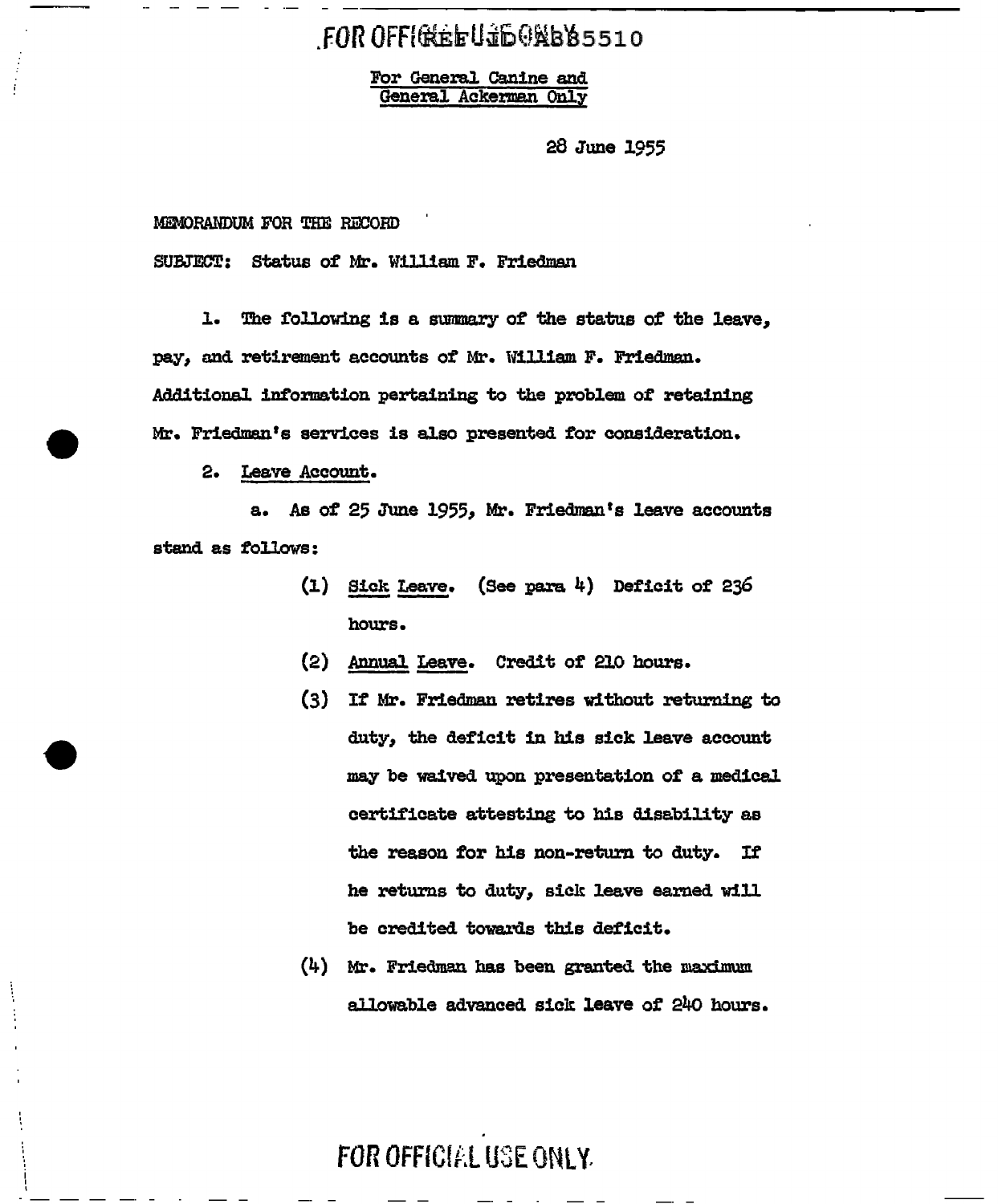For General Canine and General Ackerman Only

28 June 1955

MEMORANDUM FOR THE RECORD

SUBJECT: Status of Mr. William F. Friedman

1. The following is a summary of the status of the leave, pay, and retirement accounts of Mr. William F. Friedman. Additional information pertaining to the problem of retaining Mr. Friedman's services is also presented for consideration.

2. Leave Account.

a. As of 25 June 1955, Mr. Friedman's leave accounts stand as follows:

(1) Sick Leave. (See para 4) Deficit of 236 hours.

(2) Annual Leave. Credit of 210 hours.

(3) If Mr. Friedman retires without returning to duty, the deficit in his sick leave account may be waived upon presentation of a medical certificate attesting to his disability as the reason for his non-return to duty. If he returns to duty, sick leave earned will be credited towards this deficit.

(4) Mr. Friedman has been granted the maximum allowable advanced sick leave of 240 hours.

FOR OFFICIAL USE ONLY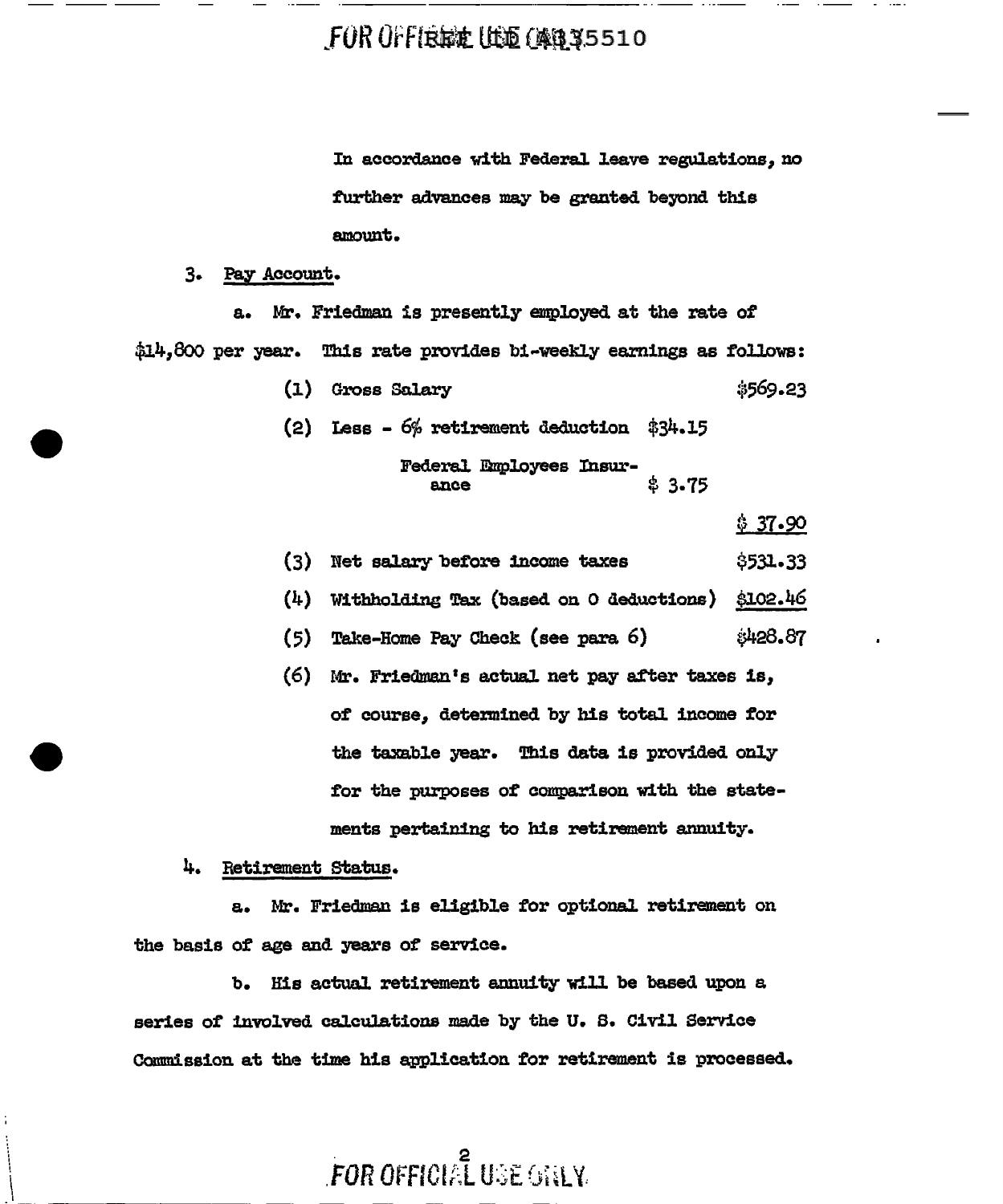In accordance with Federal leave regulations, no further advances may be granted beyond this amount.

3. Pay Account.

a. Mr. Friedman is presently employed at the rate of $14,800 per year. This rate provides bi-weekly earnings as follows:

| | | | |
|---|---|---|---|
| (1) | Gross Salary | | $569.23 |
| (2) | Less - 6% retirement deduction | $34.15 | |
| | Federal Employees Insurance | $ 3.75 | |
| | | | $ 37.90 |
| (3) | Net salary before income taxes | | $531.33 |
| (4) | Withholding Tax (based on 0 deductions) | | $102.46 |
| (5) | Take-Home Pay Check (see para 6) | | $428.87 |

(6) Mr. Friedman's actual net pay after taxes is, of course, determined by his total income for the taxable year. This data is provided only for the purposes of comparison with the statements pertaining to his retirement annuity.

4. Retirement Status.

a. Mr. Friedman is eligible for optional retirement on the basis of age and years of service.

b. His actual retirement annuity will be based upon a series of involved calculations made by the U. S. Civil Service Commission at the time his application for retirement is processed.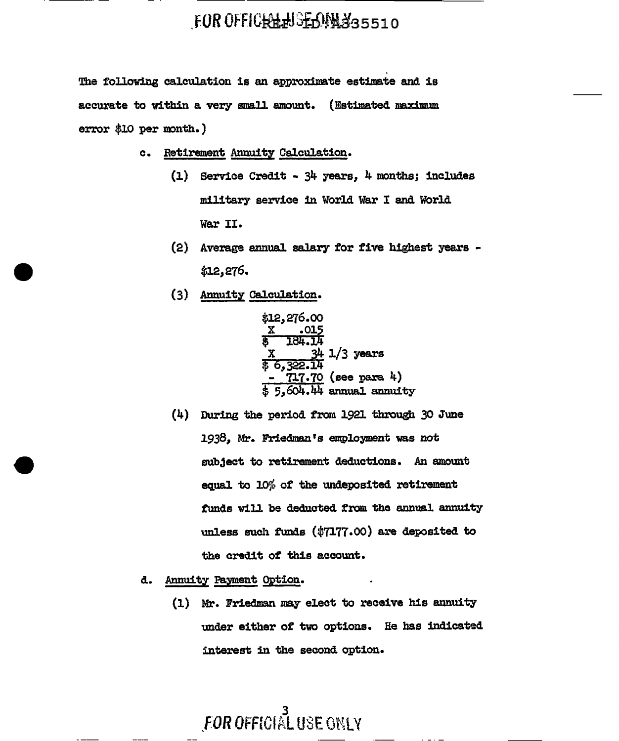The following calculation is an approximate estimate and is accurate to within a very small amount. (Estimated maximum error $10 per month.)

c. Retirement Annuity Calculation.

(1) Service Credit - 34 years, 4 months; includes military service in World War I and World War II.

(2) Average annual salary for five highest years - $12,276.

(3) Annuity Calculation.

```
$12,276.00
 X    .015
$   184.14
 X       34 1/3 years
$ 6,322.14
 -   717.70 (see para 4)
$ 5,604.44 annual annuity
```

(4) During the period from 1921 through 30 June 1938, Mr. Friedman's employment was not subject to retirement deductions. An amount equal to 10% of the undeposited retirement funds will be deducted from the annual annuity unless such funds ($7177.00) are deposited to the credit of this account.

d. Annuity Payment Option.

(1) Mr. Friedman may elect to receive his annuity under either of two options. He has indicated interest in the second option.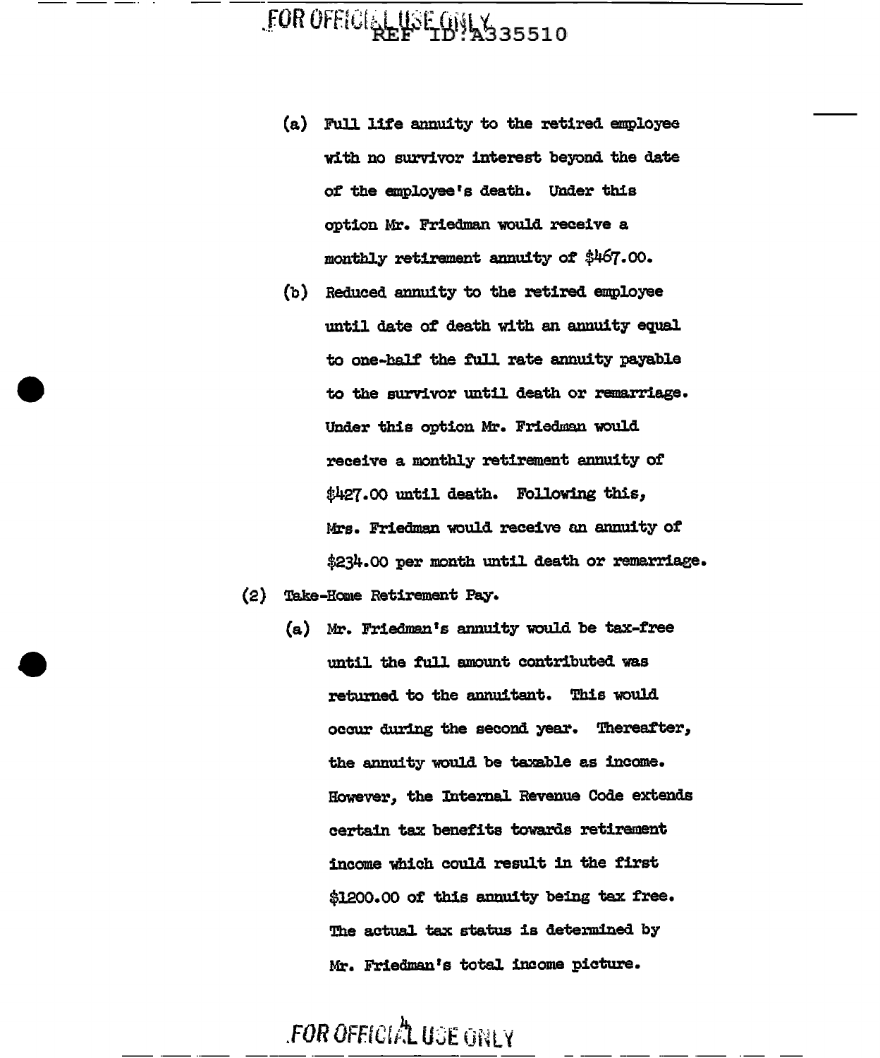(a) Full life annuity to the retired employee with no survivor interest beyond the date of the employee's death. Under this option Mr. Friedman would receive a monthly retirement annuity of $467.00.

(b) Reduced annuity to the retired employee until date of death with an annuity equal to one-half the full rate annuity payable to the survivor until death or remarriage. Under this option Mr. Friedman would receive a monthly retirement annuity of $427.00 until death. Following this, Mrs. Friedman would receive an annuity of $234.00 per month until death or remarriage.

(2) Take-Home Retirement Pay.

(a) Mr. Friedman's annuity would be tax-free until the full amount contributed was returned to the annuitant. This would occur during the second year. Thereafter, the annuity would be taxable as income. However, the Internal Revenue Code extends certain tax benefits towards retirement income which could result in the first $1200.00 of this annuity being tax free. The actual tax status is determined by Mr. Friedman's total income picture.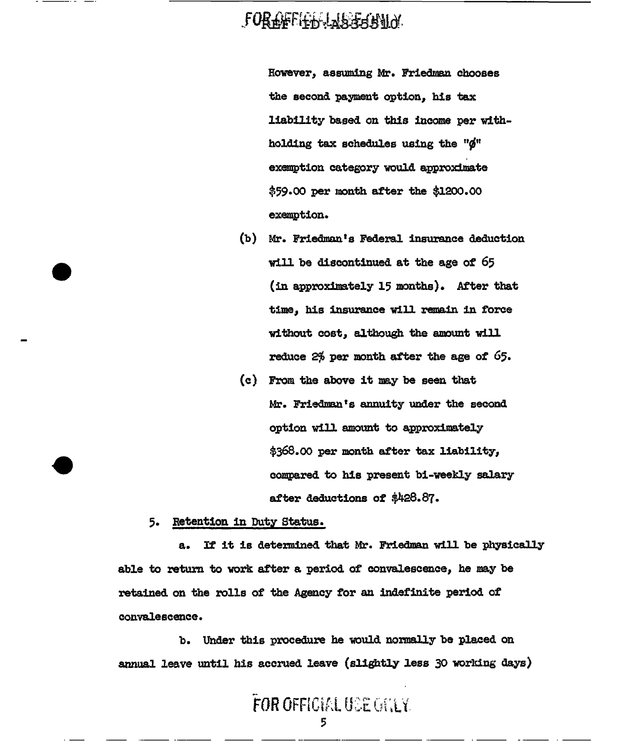However, assuming Mr. Friedman chooses the second payment option, his tax liability based on this income per withholding tax schedules using the "Ø" exemption category would approximate \$59.00 per month after the \$1200.00 exemption.

(b) Mr. Friedman's Federal insurance deduction will be discontinued at the age of 65 (in approximately 15 months). After that time, his insurance will remain in force without cost, although the amount will reduce 2% per month after the age of 65.

(c) From the above it may be seen that Mr. Friedman's annuity under the second option will amount to approximately \$368.00 per month after tax liability, compared to his present bi-weekly salary after deductions of \$428.87.

5. Retention in Duty Status.

a. If it is determined that Mr. Friedman will be physically able to return to work after a period of convalescence, he may be retained on the rolls of the Agency for an indefinite period of convalescence.

b. Under this procedure he would normally be placed on annual leave until his accrued leave (slightly less 30 working days)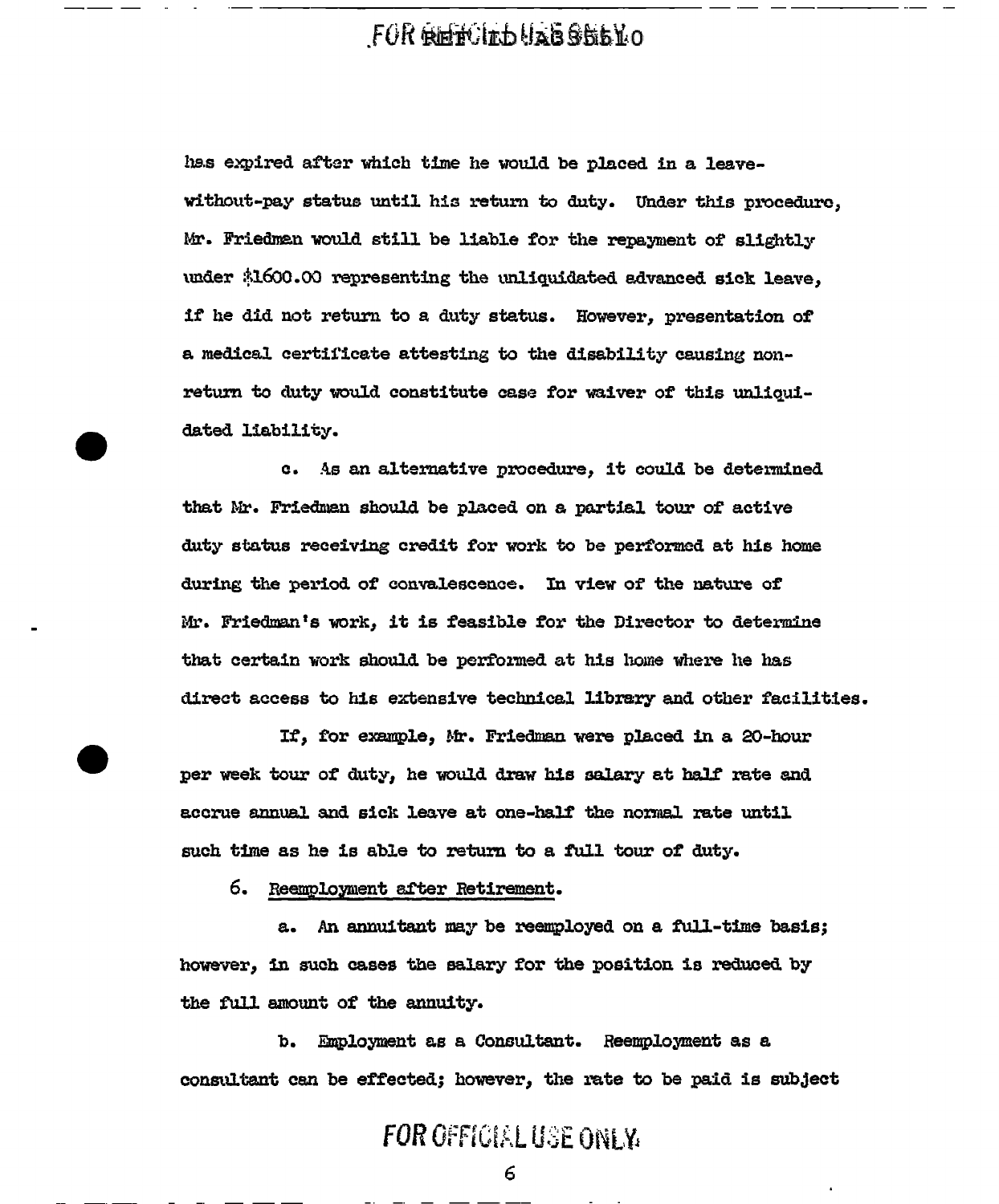has expired after which time he would be placed in a leave-without-pay status until his return to duty. Under this procedure, Mr. Friedman would still be liable for the repayment of slightly under $1600.00 representing the unliquidated advanced sick leave, if he did not return to a duty status. However, presentation of a medical certificate attesting to the disability causing non-return to duty would constitute case for waiver of this unliquidated liability.

c. As an alternative procedure, it could be determined that Mr. Friedman should be placed on a partial tour of active duty status receiving credit for work to be performed at his home during the period of convalescence. In view of the nature of Mr. Friedman's work, it is feasible for the Director to determine that certain work should be performed at his home where he has direct access to his extensive technical library and other facilities.

If, for example, Mr. Friedman were placed in a 20-hour per week tour of duty, he would draw his salary at half rate and accrue annual and sick leave at one-half the normal rate until such time as he is able to return to a full tour of duty.

6. Reemployment after Retirement.

a. An annuitant may be reemployed on a full-time basis; however, in such cases the salary for the position is reduced by the full amount of the annuity.

b. Employment as a Consultant. Reemployment as a consultant can be effected; however, the rate to be paid is subject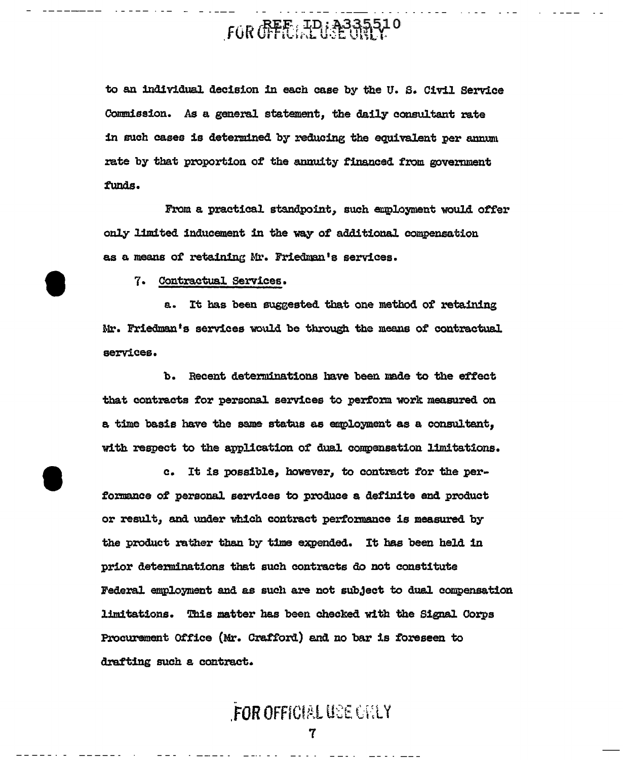to an individual decision in each case by the U. S. Civil Service Commission. As a general statement, the daily consultant rate in such cases is determined by reducing the equivalent per annum rate by that proportion of the annuity financed from government funds.

From a practical standpoint, such employment would offer only limited inducement in the way of additional compensation as a means of retaining Mr. Friedman's services.

7. Contractual Services.

a. It has been suggested that one method of retaining Mr. Friedman's services would be through the means of contractual services.

b. Recent determinations have been made to the effect that contracts for personal services to perform work measured on a time basis have the same status as employment as a consultant, with respect to the application of dual compensation limitations.

c. It is possible, however, to contract for the performance of personal services to produce a definite end product or result, and under which contract performance is measured by the product rather than by time expended. It has been held in prior determinations that such contracts do not constitute Federal employment and as such are not subject to dual compensation limitations. This matter has been checked with the Signal Corps Procurement Office (Mr. Crafford) and no bar is foreseen to drafting such a contract.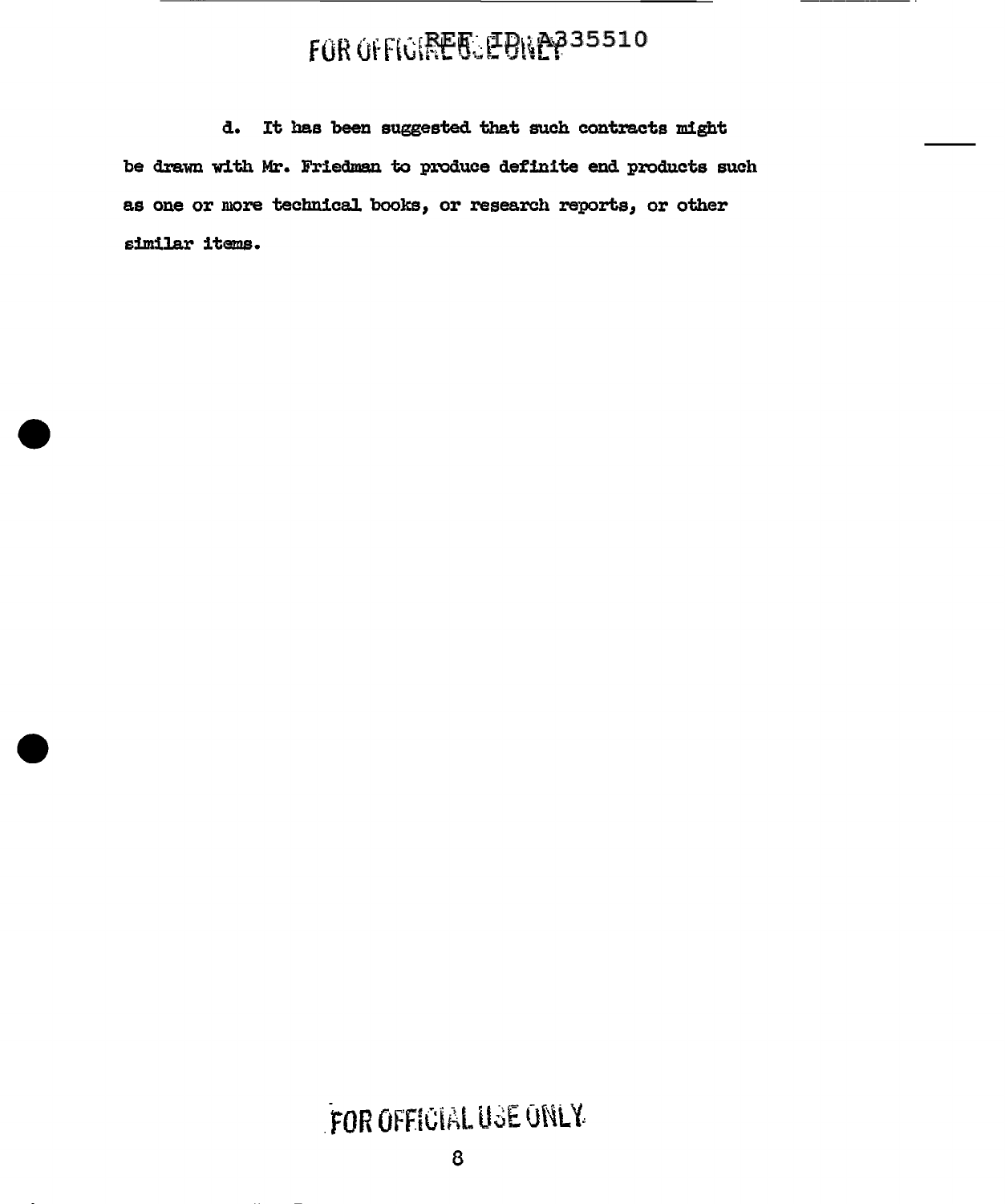d. It has been suggested that such contracts might be drawn with Mr. Friedman to produce definite end products such as one or more technical books, or research reports, or other similar items.